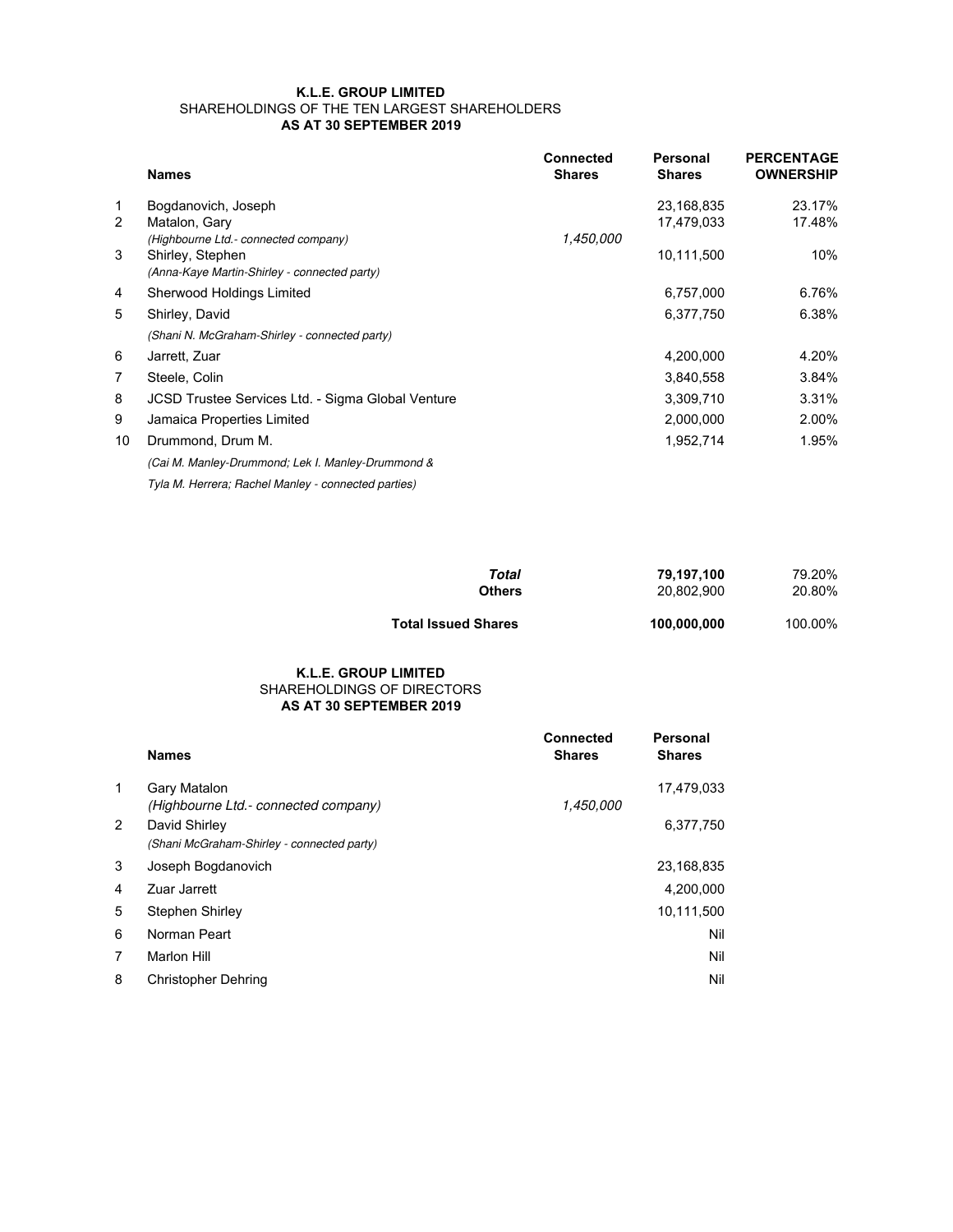**K.L.E. GROUP LIMITED**
SHAREHOLDINGS OF THE TEN LARGEST SHAREHOLDERS
**AS AT 30 SEPTEMBER 2019**

| | **Names** | **Connected Shares** | **Personal Shares** | **PERCENTAGE OWNERSHIP** |
|---|---|---|---|---|
| 1 | Bogdanovich, Joseph | | 23,168,835 | 23.17% |
| 2 | Matalon, Gary | | 17,479,033 | 17.48% |
| | *(Highbourne Ltd.- connected company)* | *1,450,000* | | |
| 3 | Shirley, Stephen | | 10,111,500 | 10% |
| | *(Anna-Kaye Martin-Shirley - connected party)* | | | |
| 4 | Sherwood Holdings Limited | | 6,757,000 | 6.76% |
| 5 | Shirley, David | | 6,377,750 | 6.38% |
| | *(Shani N. McGraham-Shirley - connected party)* | | | |
| 6 | Jarrett, Zuar | | 4,200,000 | 4.20% |
| 7 | Steele, Colin | | 3,840,558 | 3.84% |
| 8 | JCSD Trustee Services Ltd. - Sigma Global Venture | | 3,309,710 | 3.31% |
| 9 | Jamaica Properties Limited | | 2,000,000 | 2.00% |
| 10 | Drummond, Drum M. | | 1,952,714 | 1.95% |
| | *(Cai M. Manley-Drummond; Lek I. Manley-Drummond & Tyla M. Herrera; Rachel Manley - connected parties)* | | | |
| | ***Total*** | | **79,197,100** | 79.20% |
| | **Others** | | 20,802,900 | 20.80% |
| | **Total Issued Shares** | | **100,000,000** | 100.00% |

**K.L.E. GROUP LIMITED**
SHAREHOLDINGS OF DIRECTORS
**AS AT 30 SEPTEMBER 2019**

| | **Names** | **Connected Shares** | **Personal Shares** |
|---|---|---|---|
| 1 | Gary Matalon | | 17,479,033 |
| | *(Highbourne Ltd.- connected company)* | *1,450,000* | |
| 2 | David Shirley | | 6,377,750 |
| | *(Shani McGraham-Shirley - connected party)* | | |
| 3 | Joseph Bogdanovich | | 23,168,835 |
| 4 | Zuar Jarrett | | 4,200,000 |
| 5 | Stephen Shirley | | 10,111,500 |
| 6 | Norman Peart | | Nil |
| 7 | Marlon Hill | | Nil |
| 8 | Christopher Dehring | | Nil |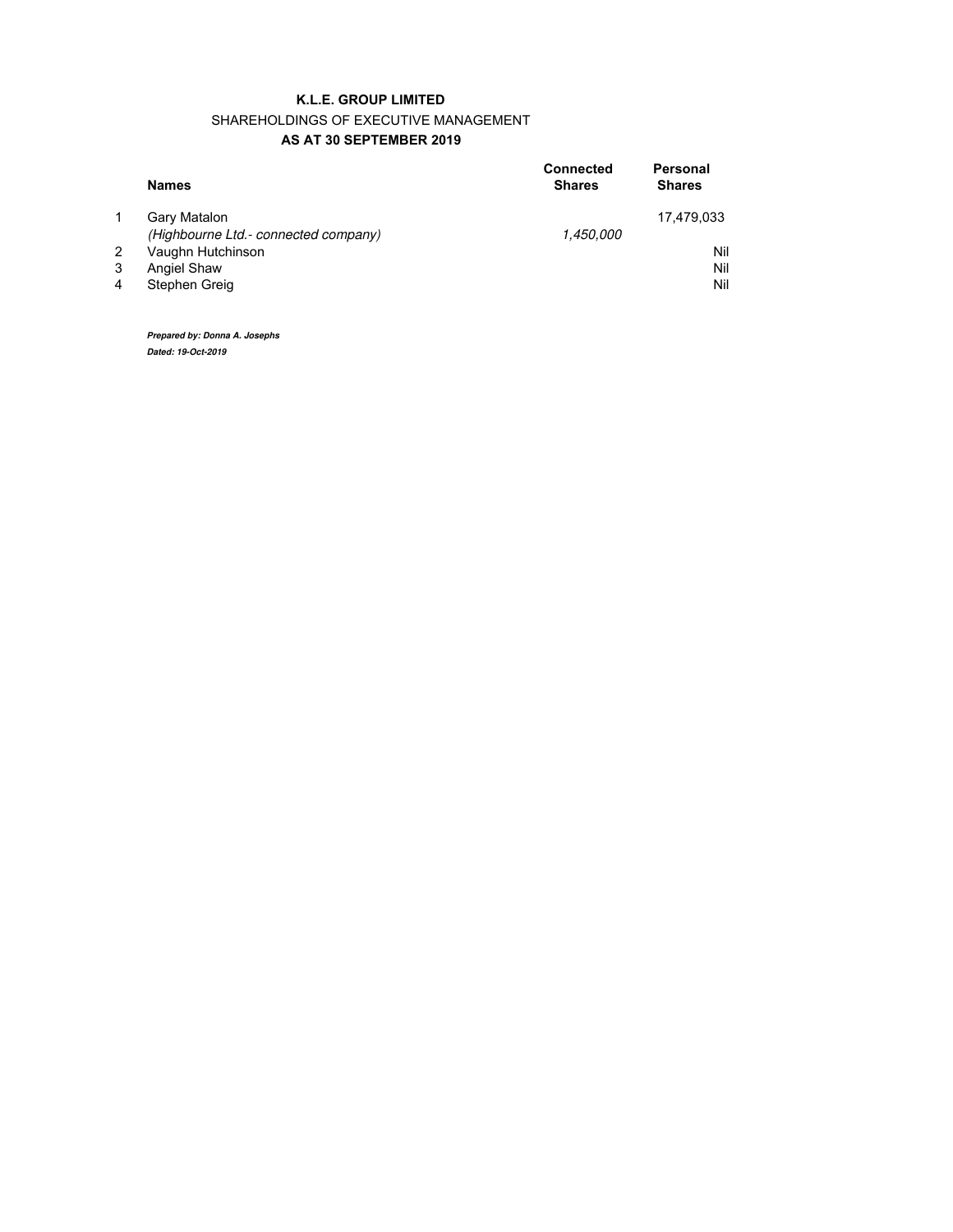**K.L.E. GROUP LIMITED**

SHAREHOLDINGS OF EXECUTIVE MANAGEMENT

**AS AT 30 SEPTEMBER 2019**

| | **Names** | **Connected Shares** | **Personal Shares** |
|---|---|---|---|
| 1 | Gary Matalon | | 17,479,033 |
| | *(Highbourne Ltd.- connected company)* | *1,450,000* | |
| 2 | Vaughn Hutchinson | | Nil |
| 3 | Angiel Shaw | | Nil |
| 4 | Stephen Greig | | Nil |

***Prepared by: Donna A. Josephs***

***Dated: 19-Oct-2019***